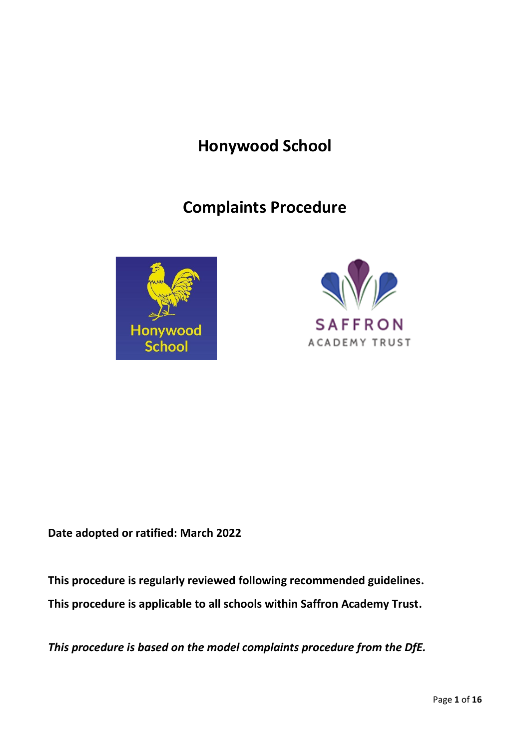# Honywood School

# Complaints Procedure

**Date adopted or ratified: March 2022**

**This procedure is regularly reviewed following recommended guidelines.**

**This procedure is applicable to all schools within Saffron Academy Trust.**

***This procedure is based on the model complaints procedure from the DfE.***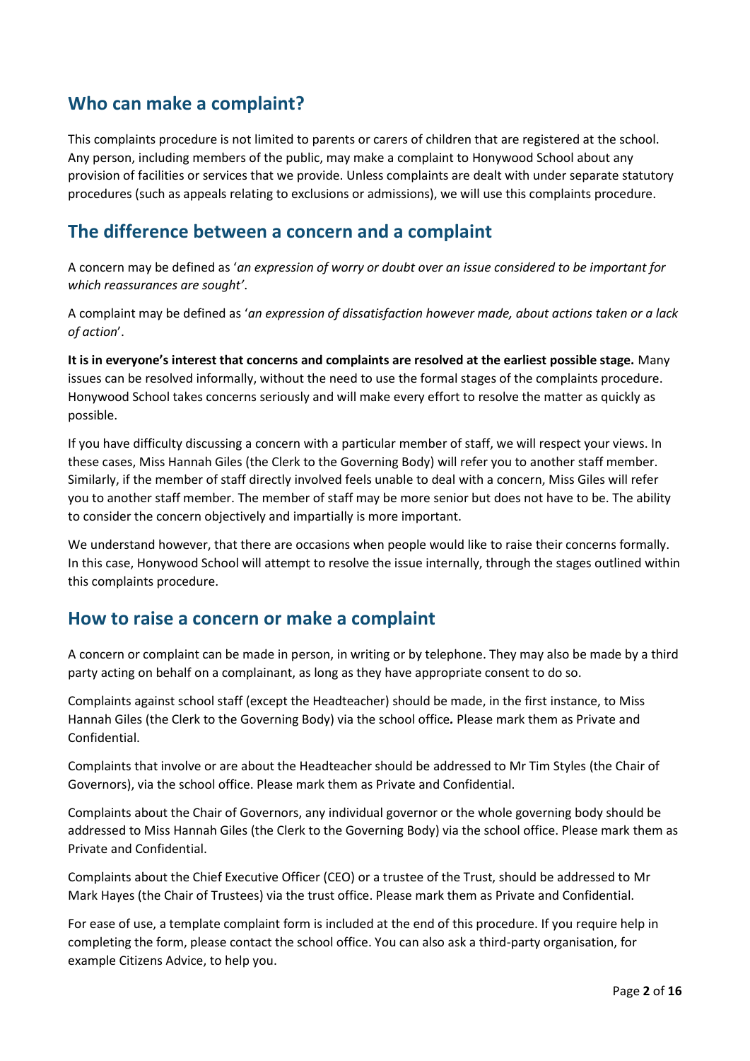## Who can make a complaint?

This complaints procedure is not limited to parents or carers of children that are registered at the school. Any person, including members of the public, may make a complaint to Honywood School about any provision of facilities or services that we provide. Unless complaints are dealt with under separate statutory procedures (such as appeals relating to exclusions or admissions), we will use this complaints procedure.

## The difference between a concern and a complaint

A concern may be defined as '*an expression of worry or doubt over an issue considered to be important for which reassurances are sought'*.

A complaint may be defined as '*an expression of dissatisfaction however made, about actions taken or a lack of action*'.

**It is in everyone's interest that concerns and complaints are resolved at the earliest possible stage.** Many issues can be resolved informally, without the need to use the formal stages of the complaints procedure. Honywood School takes concerns seriously and will make every effort to resolve the matter as quickly as possible.

If you have difficulty discussing a concern with a particular member of staff, we will respect your views. In these cases, Miss Hannah Giles (the Clerk to the Governing Body) will refer you to another staff member. Similarly, if the member of staff directly involved feels unable to deal with a concern, Miss Giles will refer you to another staff member. The member of staff may be more senior but does not have to be. The ability to consider the concern objectively and impartially is more important.

We understand however, that there are occasions when people would like to raise their concerns formally. In this case, Honywood School will attempt to resolve the issue internally, through the stages outlined within this complaints procedure.

## How to raise a concern or make a complaint

A concern or complaint can be made in person, in writing or by telephone. They may also be made by a third party acting on behalf on a complainant, as long as they have appropriate consent to do so.

Complaints against school staff (except the Headteacher) should be made, in the first instance, to Miss Hannah Giles (the Clerk to the Governing Body) via the school office*.* Please mark them as Private and Confidential.

Complaints that involve or are about the Headteacher should be addressed to Mr Tim Styles (the Chair of Governors), via the school office. Please mark them as Private and Confidential.

Complaints about the Chair of Governors, any individual governor or the whole governing body should be addressed to Miss Hannah Giles (the Clerk to the Governing Body) via the school office. Please mark them as Private and Confidential.

Complaints about the Chief Executive Officer (CEO) or a trustee of the Trust, should be addressed to Mr Mark Hayes (the Chair of Trustees) via the trust office. Please mark them as Private and Confidential.

For ease of use, a template complaint form is included at the end of this procedure. If you require help in completing the form, please contact the school office. You can also ask a third-party organisation, for example Citizens Advice, to help you.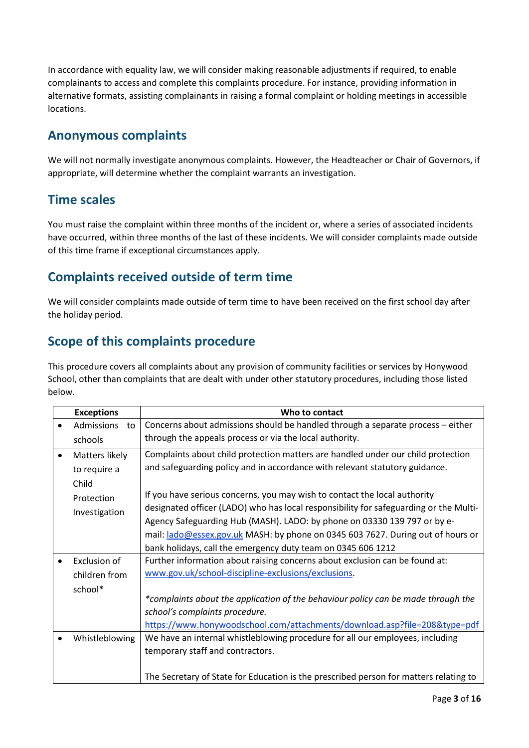In accordance with equality law, we will consider making reasonable adjustments if required, to enable complainants to access and complete this complaints procedure. For instance, providing information in alternative formats, assisting complainants in raising a formal complaint or holding meetings in accessible locations.

## Anonymous complaints

We will not normally investigate anonymous complaints. However, the Headteacher or Chair of Governors, if appropriate, will determine whether the complaint warrants an investigation.

## Time scales

You must raise the complaint within three months of the incident or, where a series of associated incidents have occurred, within three months of the last of these incidents. We will consider complaints made outside of this time frame if exceptional circumstances apply.

## Complaints received outside of term time

We will consider complaints made outside of term time to have been received on the first school day after the holiday period.

## Scope of this complaints procedure

This procedure covers all complaints about any provision of community facilities or services by Honywood School, other than complaints that are dealt with under other statutory procedures, including those listed below.

| Exceptions | Who to contact |
|---|---|
| • Admissions to schools | Concerns about admissions should be handled through a separate process – either through the appeals process or via the local authority. |
| • Matters likely to require a Child Protection Investigation | Complaints about child protection matters are handled under our child protection and safeguarding policy and in accordance with relevant statutory guidance.<br><br>If you have serious concerns, you may wish to contact the local authority designated officer (LADO) who has local responsibility for safeguarding or the Multi-Agency Safeguarding Hub (MASH). LADO: by phone on 03330 139 797 or by e-mail: lado@essex.gov.uk MASH: by phone on 0345 603 7627. During out of hours or bank holidays, call the emergency duty team on 0345 606 1212 |
| • Exclusion of children from school* | Further information about raising concerns about exclusion can be found at: www.gov.uk/school-discipline-exclusions/exclusions.<br><br>**complaints about the application of the behaviour policy can be made through the school's complaints procedure.*<br>https://www.honywoodschool.com/attachments/download.asp?file=208&type=pdf |
| • Whistleblowing | We have an internal whistleblowing procedure for all our employees, including temporary staff and contractors.<br><br>The Secretary of State for Education is the prescribed person for matters relating to |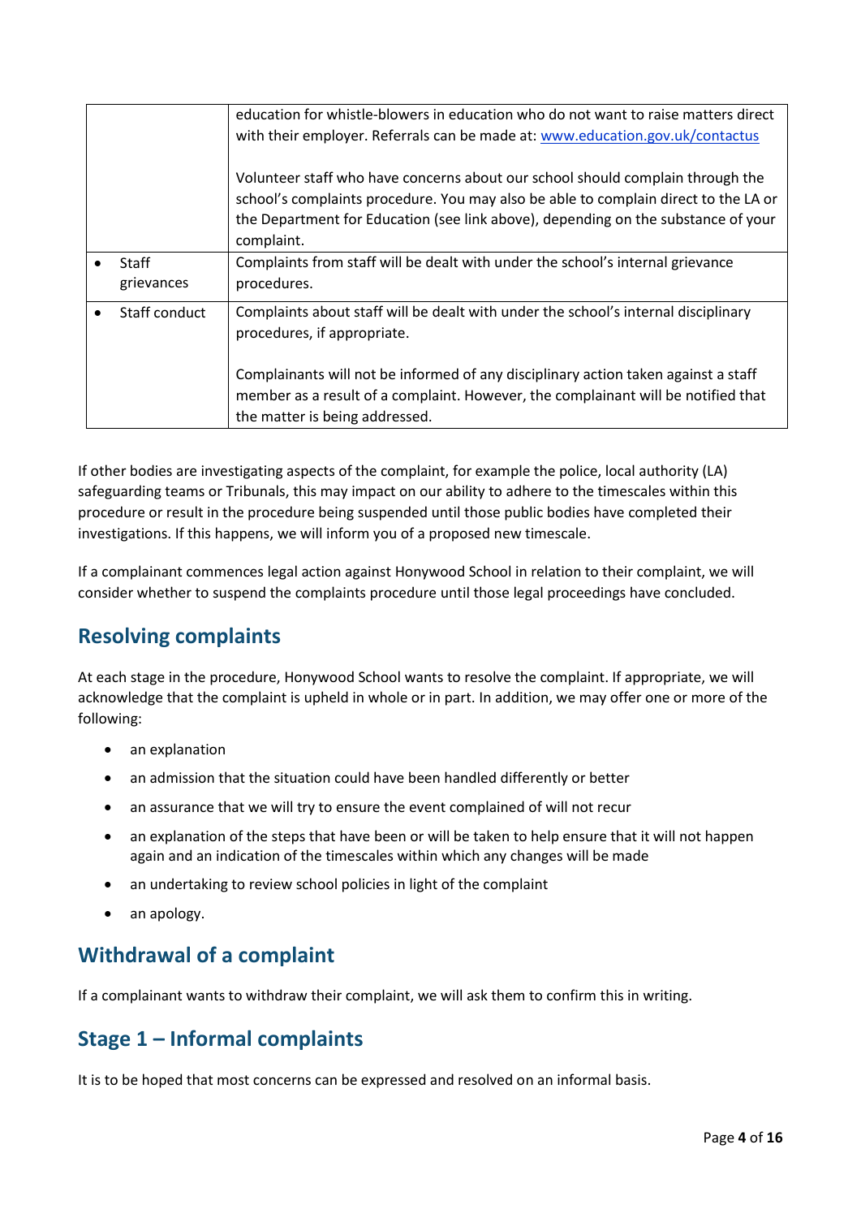| | |
|---|---|
| | education for whistle-blowers in education who do not want to raise matters direct with their employer. Referrals can be made at: www.education.gov.uk/contactus<br><br>Volunteer staff who have concerns about our school should complain through the school's complaints procedure. You may also be able to complain direct to the LA or the Department for Education (see link above), depending on the substance of your complaint. |
| • Staff grievances | Complaints from staff will be dealt with under the school's internal grievance procedures. |
| • Staff conduct | Complaints about staff will be dealt with under the school's internal disciplinary procedures, if appropriate.<br><br>Complainants will not be informed of any disciplinary action taken against a staff member as a result of a complaint. However, the complainant will be notified that the matter is being addressed. |

If other bodies are investigating aspects of the complaint, for example the police, local authority (LA) safeguarding teams or Tribunals, this may impact on our ability to adhere to the timescales within this procedure or result in the procedure being suspended until those public bodies have completed their investigations. If this happens, we will inform you of a proposed new timescale.

If a complainant commences legal action against Honywood School in relation to their complaint, we will consider whether to suspend the complaints procedure until those legal proceedings have concluded.

## Resolving complaints

At each stage in the procedure, Honywood School wants to resolve the complaint. If appropriate, we will acknowledge that the complaint is upheld in whole or in part. In addition, we may offer one or more of the following:

- an explanation
- an admission that the situation could have been handled differently or better
- an assurance that we will try to ensure the event complained of will not recur
- an explanation of the steps that have been or will be taken to help ensure that it will not happen again and an indication of the timescales within which any changes will be made
- an undertaking to review school policies in light of the complaint
- an apology.

## Withdrawal of a complaint

If a complainant wants to withdraw their complaint, we will ask them to confirm this in writing.

## Stage 1 – Informal complaints

It is to be hoped that most concerns can be expressed and resolved on an informal basis.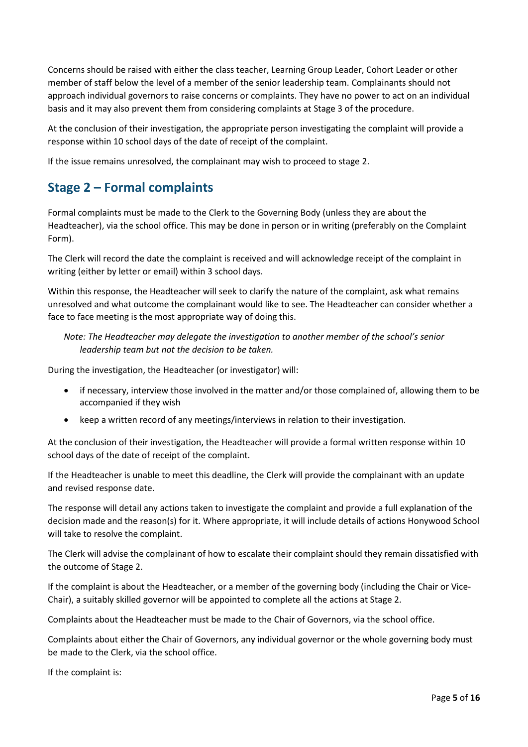Concerns should be raised with either the class teacher, Learning Group Leader, Cohort Leader or other member of staff below the level of a member of the senior leadership team. Complainants should not approach individual governors to raise concerns or complaints. They have no power to act on an individual basis and it may also prevent them from considering complaints at Stage 3 of the procedure.

At the conclusion of their investigation, the appropriate person investigating the complaint will provide a response within 10 school days of the date of receipt of the complaint.

If the issue remains unresolved, the complainant may wish to proceed to stage 2.

## Stage 2 – Formal complaints

Formal complaints must be made to the Clerk to the Governing Body (unless they are about the Headteacher), via the school office. This may be done in person or in writing (preferably on the Complaint Form).

The Clerk will record the date the complaint is received and will acknowledge receipt of the complaint in writing (either by letter or email) within 3 school days.

Within this response, the Headteacher will seek to clarify the nature of the complaint, ask what remains unresolved and what outcome the complainant would like to see. The Headteacher can consider whether a face to face meeting is the most appropriate way of doing this.

> *Note: The Headteacher may delegate the investigation to another member of the school's senior leadership team but not the decision to be taken.*

During the investigation, the Headteacher (or investigator) will:

- if necessary, interview those involved in the matter and/or those complained of, allowing them to be accompanied if they wish
- keep a written record of any meetings/interviews in relation to their investigation.

At the conclusion of their investigation, the Headteacher will provide a formal written response within 10 school days of the date of receipt of the complaint.

If the Headteacher is unable to meet this deadline, the Clerk will provide the complainant with an update and revised response date.

The response will detail any actions taken to investigate the complaint and provide a full explanation of the decision made and the reason(s) for it. Where appropriate, it will include details of actions Honywood School will take to resolve the complaint.

The Clerk will advise the complainant of how to escalate their complaint should they remain dissatisfied with the outcome of Stage 2.

If the complaint is about the Headteacher, or a member of the governing body (including the Chair or Vice-Chair), a suitably skilled governor will be appointed to complete all the actions at Stage 2.

Complaints about the Headteacher must be made to the Chair of Governors, via the school office.

Complaints about either the Chair of Governors, any individual governor or the whole governing body must be made to the Clerk, via the school office.

If the complaint is: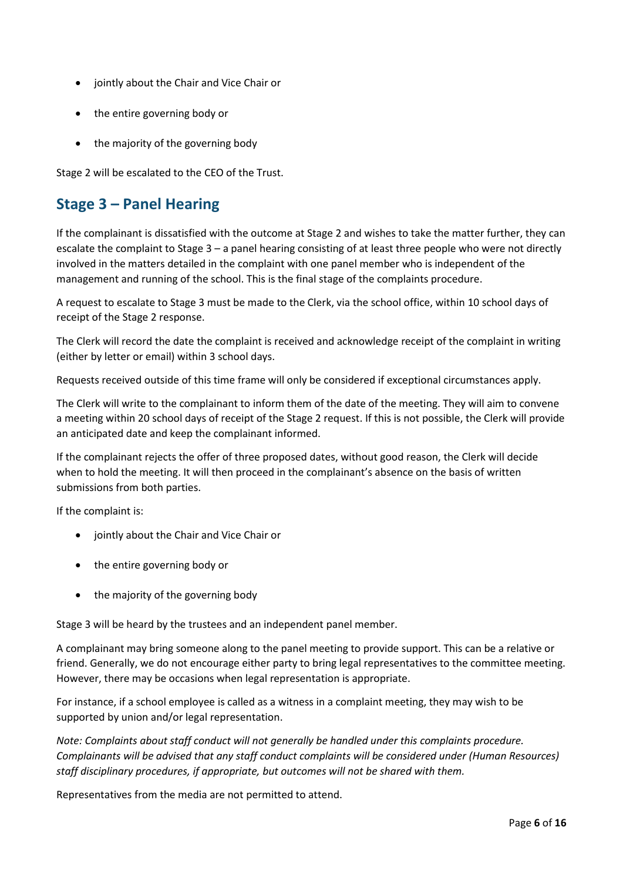- jointly about the Chair and Vice Chair or
- the entire governing body or
- the majority of the governing body

Stage 2 will be escalated to the CEO of the Trust.

## Stage 3 – Panel Hearing

If the complainant is dissatisfied with the outcome at Stage 2 and wishes to take the matter further, they can escalate the complaint to Stage 3 – a panel hearing consisting of at least three people who were not directly involved in the matters detailed in the complaint with one panel member who is independent of the management and running of the school. This is the final stage of the complaints procedure.

A request to escalate to Stage 3 must be made to the Clerk, via the school office, within 10 school days of receipt of the Stage 2 response.

The Clerk will record the date the complaint is received and acknowledge receipt of the complaint in writing (either by letter or email) within 3 school days.

Requests received outside of this time frame will only be considered if exceptional circumstances apply.

The Clerk will write to the complainant to inform them of the date of the meeting. They will aim to convene a meeting within 20 school days of receipt of the Stage 2 request. If this is not possible, the Clerk will provide an anticipated date and keep the complainant informed.

If the complainant rejects the offer of three proposed dates, without good reason, the Clerk will decide when to hold the meeting. It will then proceed in the complainant's absence on the basis of written submissions from both parties.

If the complaint is:

- jointly about the Chair and Vice Chair or
- the entire governing body or
- the majority of the governing body

Stage 3 will be heard by the trustees and an independent panel member.

A complainant may bring someone along to the panel meeting to provide support. This can be a relative or friend. Generally, we do not encourage either party to bring legal representatives to the committee meeting. However, there may be occasions when legal representation is appropriate.

For instance, if a school employee is called as a witness in a complaint meeting, they may wish to be supported by union and/or legal representation.

*Note: Complaints about staff conduct will not generally be handled under this complaints procedure. Complainants will be advised that any staff conduct complaints will be considered under (Human Resources) staff disciplinary procedures, if appropriate, but outcomes will not be shared with them.*

Representatives from the media are not permitted to attend.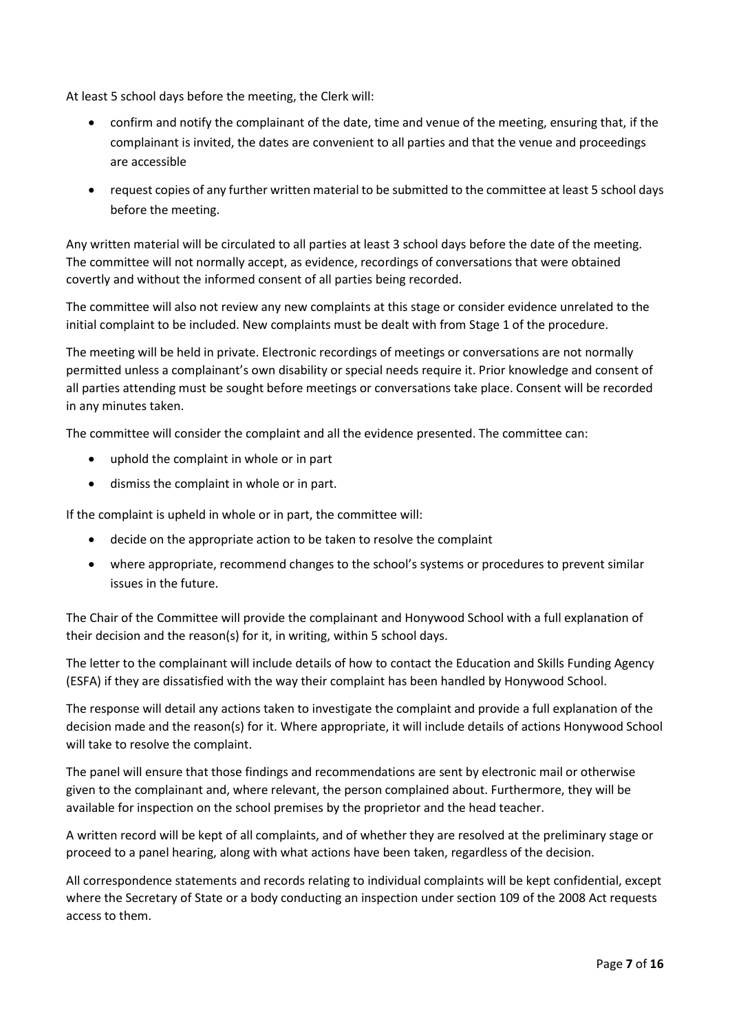At least 5 school days before the meeting, the Clerk will:

- confirm and notify the complainant of the date, time and venue of the meeting, ensuring that, if the complainant is invited, the dates are convenient to all parties and that the venue and proceedings are accessible
- request copies of any further written material to be submitted to the committee at least 5 school days before the meeting.

Any written material will be circulated to all parties at least 3 school days before the date of the meeting. The committee will not normally accept, as evidence, recordings of conversations that were obtained covertly and without the informed consent of all parties being recorded.

The committee will also not review any new complaints at this stage or consider evidence unrelated to the initial complaint to be included. New complaints must be dealt with from Stage 1 of the procedure.

The meeting will be held in private. Electronic recordings of meetings or conversations are not normally permitted unless a complainant's own disability or special needs require it. Prior knowledge and consent of all parties attending must be sought before meetings or conversations take place. Consent will be recorded in any minutes taken.

The committee will consider the complaint and all the evidence presented. The committee can:

- uphold the complaint in whole or in part
- dismiss the complaint in whole or in part.

If the complaint is upheld in whole or in part, the committee will:

- decide on the appropriate action to be taken to resolve the complaint
- where appropriate, recommend changes to the school's systems or procedures to prevent similar issues in the future.

The Chair of the Committee will provide the complainant and Honywood School with a full explanation of their decision and the reason(s) for it, in writing, within 5 school days.

The letter to the complainant will include details of how to contact the Education and Skills Funding Agency (ESFA) if they are dissatisfied with the way their complaint has been handled by Honywood School.

The response will detail any actions taken to investigate the complaint and provide a full explanation of the decision made and the reason(s) for it. Where appropriate, it will include details of actions Honywood School will take to resolve the complaint.

The panel will ensure that those findings and recommendations are sent by electronic mail or otherwise given to the complainant and, where relevant, the person complained about. Furthermore, they will be available for inspection on the school premises by the proprietor and the head teacher.

A written record will be kept of all complaints, and of whether they are resolved at the preliminary stage or proceed to a panel hearing, along with what actions have been taken, regardless of the decision.

All correspondence statements and records relating to individual complaints will be kept confidential, except where the Secretary of State or a body conducting an inspection under section 109 of the 2008 Act requests access to them.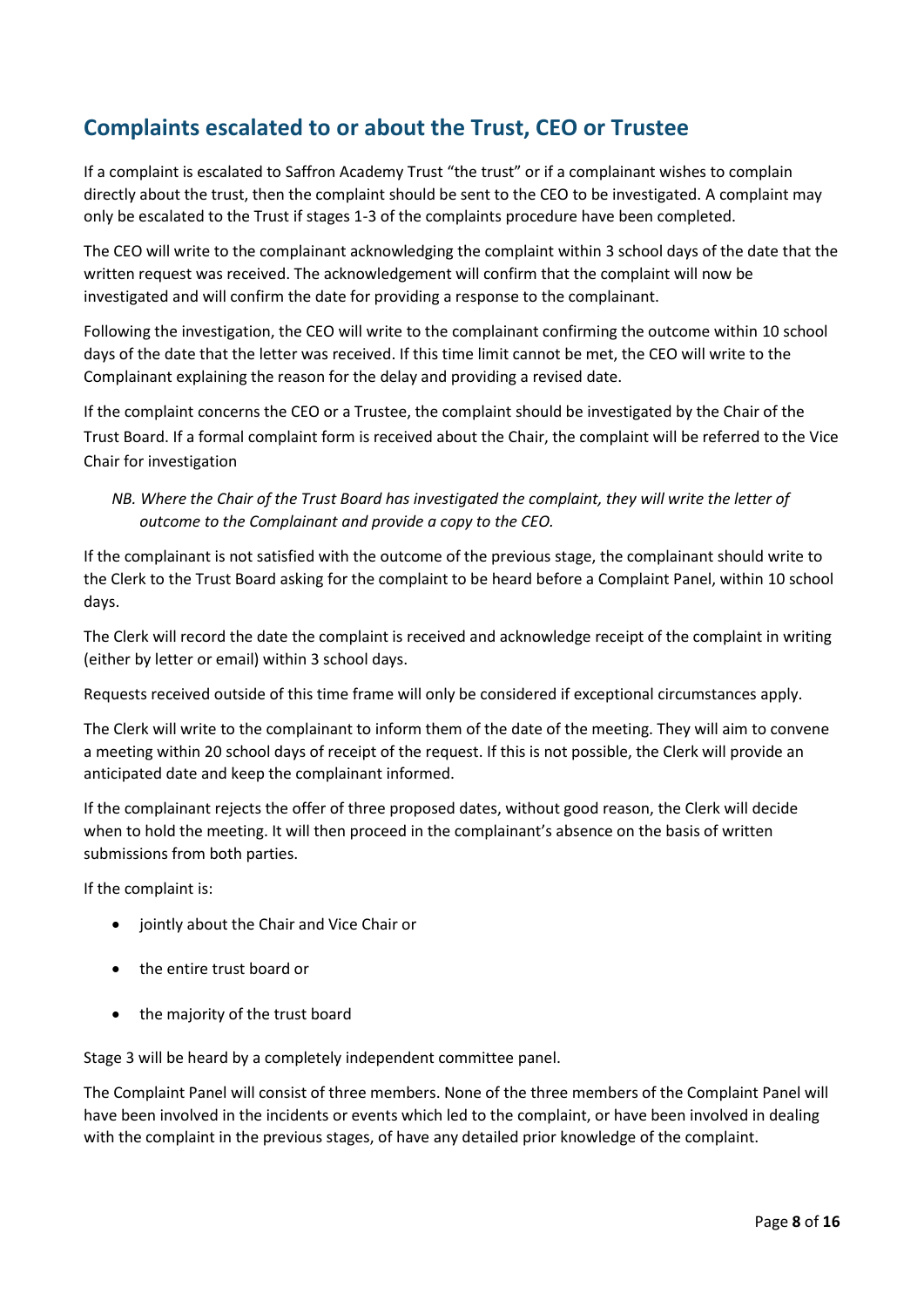## Complaints escalated to or about the Trust, CEO or Trustee

If a complaint is escalated to Saffron Academy Trust "the trust" or if a complainant wishes to complain directly about the trust, then the complaint should be sent to the CEO to be investigated. A complaint may only be escalated to the Trust if stages 1-3 of the complaints procedure have been completed.

The CEO will write to the complainant acknowledging the complaint within 3 school days of the date that the written request was received. The acknowledgement will confirm that the complaint will now be investigated and will confirm the date for providing a response to the complainant.

Following the investigation, the CEO will write to the complainant confirming the outcome within 10 school days of the date that the letter was received. If this time limit cannot be met, the CEO will write to the Complainant explaining the reason for the delay and providing a revised date.

If the complaint concerns the CEO or a Trustee, the complaint should be investigated by the Chair of the Trust Board. If a formal complaint form is received about the Chair, the complaint will be referred to the Vice Chair for investigation

*NB. Where the Chair of the Trust Board has investigated the complaint, they will write the letter of outcome to the Complainant and provide a copy to the CEO.*

If the complainant is not satisfied with the outcome of the previous stage, the complainant should write to the Clerk to the Trust Board asking for the complaint to be heard before a Complaint Panel, within 10 school days.

The Clerk will record the date the complaint is received and acknowledge receipt of the complaint in writing (either by letter or email) within 3 school days.

Requests received outside of this time frame will only be considered if exceptional circumstances apply.

The Clerk will write to the complainant to inform them of the date of the meeting. They will aim to convene a meeting within 20 school days of receipt of the request. If this is not possible, the Clerk will provide an anticipated date and keep the complainant informed.

If the complainant rejects the offer of three proposed dates, without good reason, the Clerk will decide when to hold the meeting. It will then proceed in the complainant's absence on the basis of written submissions from both parties.

If the complaint is:

- jointly about the Chair and Vice Chair or
- the entire trust board or
- the majority of the trust board

Stage 3 will be heard by a completely independent committee panel.

The Complaint Panel will consist of three members. None of the three members of the Complaint Panel will have been involved in the incidents or events which led to the complaint, or have been involved in dealing with the complaint in the previous stages, of have any detailed prior knowledge of the complaint.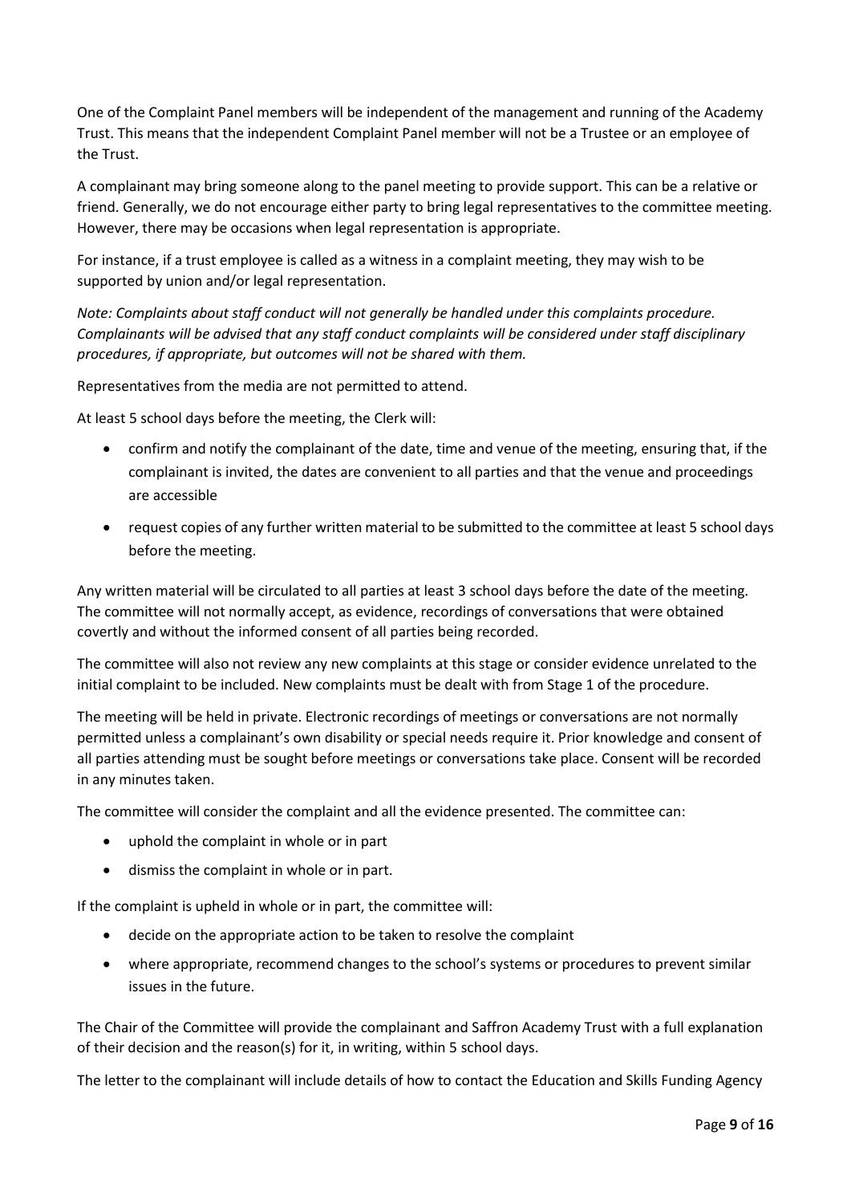One of the Complaint Panel members will be independent of the management and running of the Academy Trust. This means that the independent Complaint Panel member will not be a Trustee or an employee of the Trust.

A complainant may bring someone along to the panel meeting to provide support. This can be a relative or friend. Generally, we do not encourage either party to bring legal representatives to the committee meeting. However, there may be occasions when legal representation is appropriate.

For instance, if a trust employee is called as a witness in a complaint meeting, they may wish to be supported by union and/or legal representation.

*Note: Complaints about staff conduct will not generally be handled under this complaints procedure. Complainants will be advised that any staff conduct complaints will be considered under staff disciplinary procedures, if appropriate, but outcomes will not be shared with them.*

Representatives from the media are not permitted to attend.

At least 5 school days before the meeting, the Clerk will:

- confirm and notify the complainant of the date, time and venue of the meeting, ensuring that, if the complainant is invited, the dates are convenient to all parties and that the venue and proceedings are accessible
- request copies of any further written material to be submitted to the committee at least 5 school days before the meeting.

Any written material will be circulated to all parties at least 3 school days before the date of the meeting. The committee will not normally accept, as evidence, recordings of conversations that were obtained covertly and without the informed consent of all parties being recorded.

The committee will also not review any new complaints at this stage or consider evidence unrelated to the initial complaint to be included. New complaints must be dealt with from Stage 1 of the procedure.

The meeting will be held in private. Electronic recordings of meetings or conversations are not normally permitted unless a complainant's own disability or special needs require it. Prior knowledge and consent of all parties attending must be sought before meetings or conversations take place. Consent will be recorded in any minutes taken.

The committee will consider the complaint and all the evidence presented. The committee can:

- uphold the complaint in whole or in part
- dismiss the complaint in whole or in part.

If the complaint is upheld in whole or in part, the committee will:

- decide on the appropriate action to be taken to resolve the complaint
- where appropriate, recommend changes to the school's systems or procedures to prevent similar issues in the future.

The Chair of the Committee will provide the complainant and Saffron Academy Trust with a full explanation of their decision and the reason(s) for it, in writing, within 5 school days.

The letter to the complainant will include details of how to contact the Education and Skills Funding Agency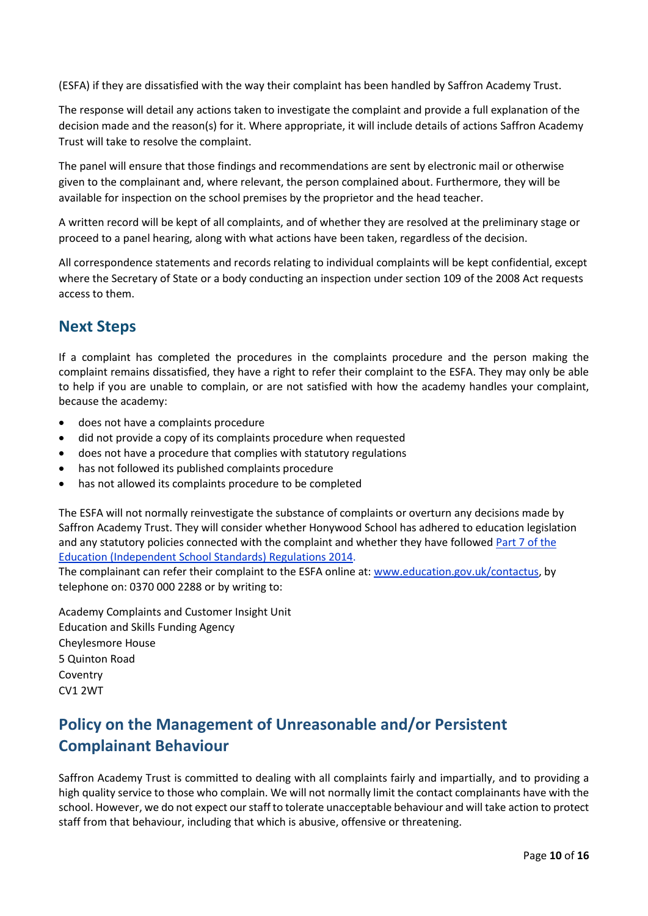(ESFA) if they are dissatisfied with the way their complaint has been handled by Saffron Academy Trust.

The response will detail any actions taken to investigate the complaint and provide a full explanation of the decision made and the reason(s) for it. Where appropriate, it will include details of actions Saffron Academy Trust will take to resolve the complaint.

The panel will ensure that those findings and recommendations are sent by electronic mail or otherwise given to the complainant and, where relevant, the person complained about. Furthermore, they will be available for inspection on the school premises by the proprietor and the head teacher.

A written record will be kept of all complaints, and of whether they are resolved at the preliminary stage or proceed to a panel hearing, along with what actions have been taken, regardless of the decision.

All correspondence statements and records relating to individual complaints will be kept confidential, except where the Secretary of State or a body conducting an inspection under section 109 of the 2008 Act requests access to them.

## Next Steps

If a complaint has completed the procedures in the complaints procedure and the person making the complaint remains dissatisfied, they have a right to refer their complaint to the ESFA. They may only be able to help if you are unable to complain, or are not satisfied with how the academy handles your complaint, because the academy:

- does not have a complaints procedure
- did not provide a copy of its complaints procedure when requested
- does not have a procedure that complies with statutory regulations
- has not followed its published complaints procedure
- has not allowed its complaints procedure to be completed

The ESFA will not normally reinvestigate the substance of complaints or overturn any decisions made by Saffron Academy Trust. They will consider whether Honywood School has adhered to education legislation and any statutory policies connected with the complaint and whether they have followed [Part 7 of the Education (Independent School Standards) Regulations 2014](Part 7 of the Education (Independent School Standards) Regulations 2014).

The complainant can refer their complaint to the ESFA online at: [www.education.gov.uk/contactus](www.education.gov.uk/contactus), by telephone on: 0370 000 2288 or by writing to:

Academy Complaints and Customer Insight Unit
Education and Skills Funding Agency
Cheylesmore House
5 Quinton Road
Coventry
CV1 2WT

## Policy on the Management of Unreasonable and/or Persistent Complainant Behaviour

Saffron Academy Trust is committed to dealing with all complaints fairly and impartially, and to providing a high quality service to those who complain. We will not normally limit the contact complainants have with the school. However, we do not expect our staff to tolerate unacceptable behaviour and will take action to protect staff from that behaviour, including that which is abusive, offensive or threatening.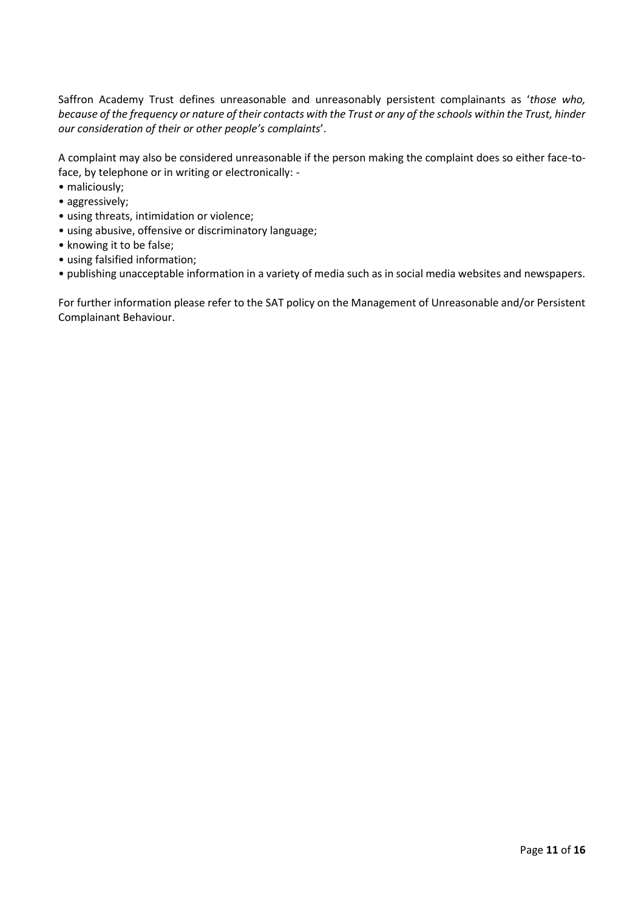Saffron Academy Trust defines unreasonable and unreasonably persistent complainants as '*those who, because of the frequency or nature of their contacts with the Trust or any of the schools within the Trust, hinder our consideration of their or other people's complaints*'.

A complaint may also be considered unreasonable if the person making the complaint does so either face-to-face, by telephone or in writing or electronically: -

- maliciously;
- aggressively;
- using threats, intimidation or violence;
- using abusive, offensive or discriminatory language;
- knowing it to be false;
- using falsified information;
- publishing unacceptable information in a variety of media such as in social media websites and newspapers.

For further information please refer to the SAT policy on the Management of Unreasonable and/or Persistent Complainant Behaviour.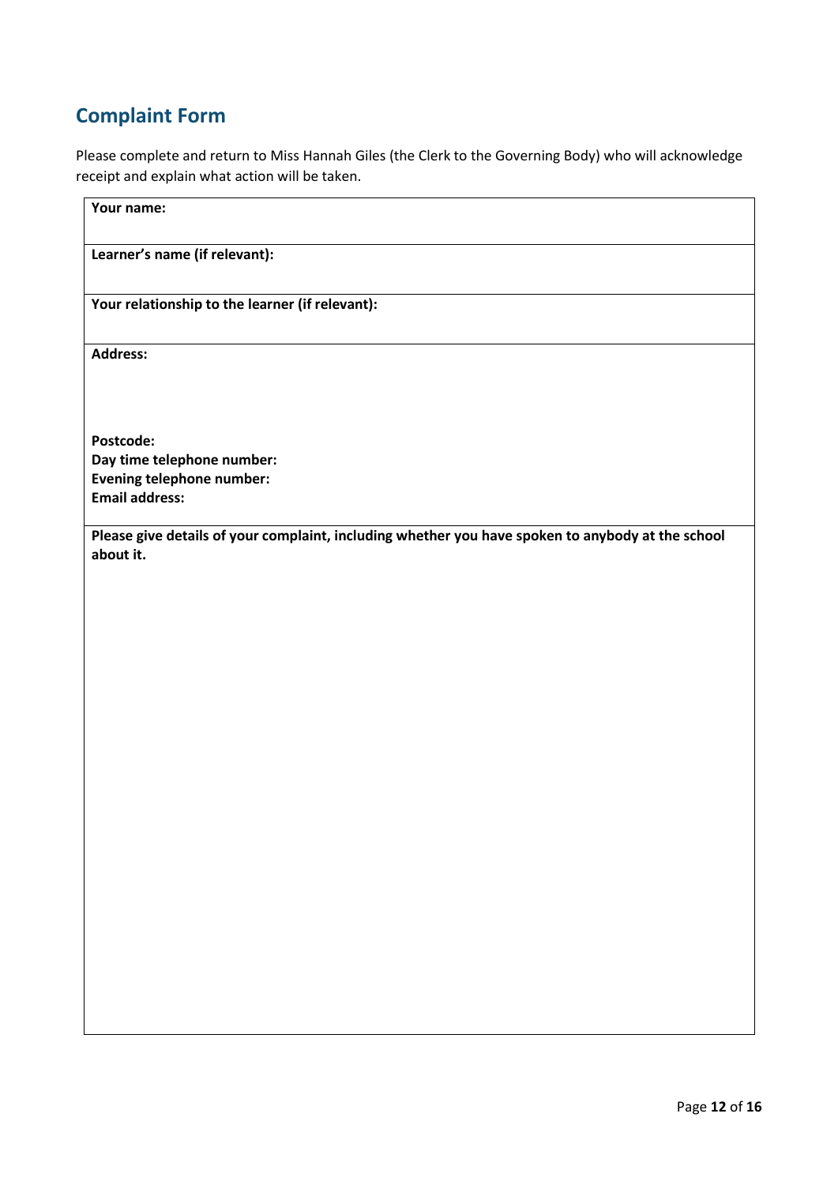## Complaint Form

Please complete and return to Miss Hannah Giles (the Clerk to the Governing Body) who will acknowledge receipt and explain what action will be taken.

| **Your name:** |
|---|
| **Learner's name (if relevant):** |
| **Your relationship to the learner (if relevant):** |
| **Address:**<br><br><br><br>**Postcode:**<br>**Day time telephone number:**<br>**Evening telephone number:**<br>**Email address:** |
| **Please give details of your complaint, including whether you have spoken to anybody at the school about it.** |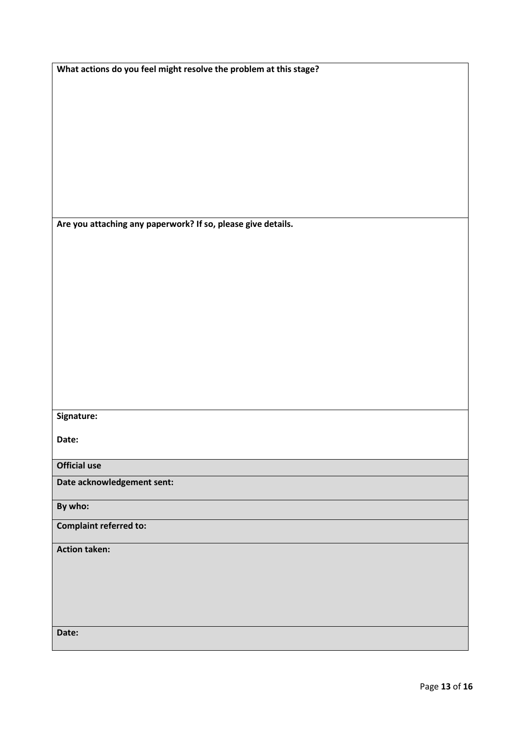| **What actions do you feel might resolve the problem at this stage?** |
| --- |
| **Are you attaching any paperwork? If so, please give details.** |
| **Signature:**<br><br>**Date:** |
| **Official use** |
| **Date acknowledgement sent:** |
| **By who:** |
| **Complaint referred to:** |
| **Action taken:** |
| **Date:** |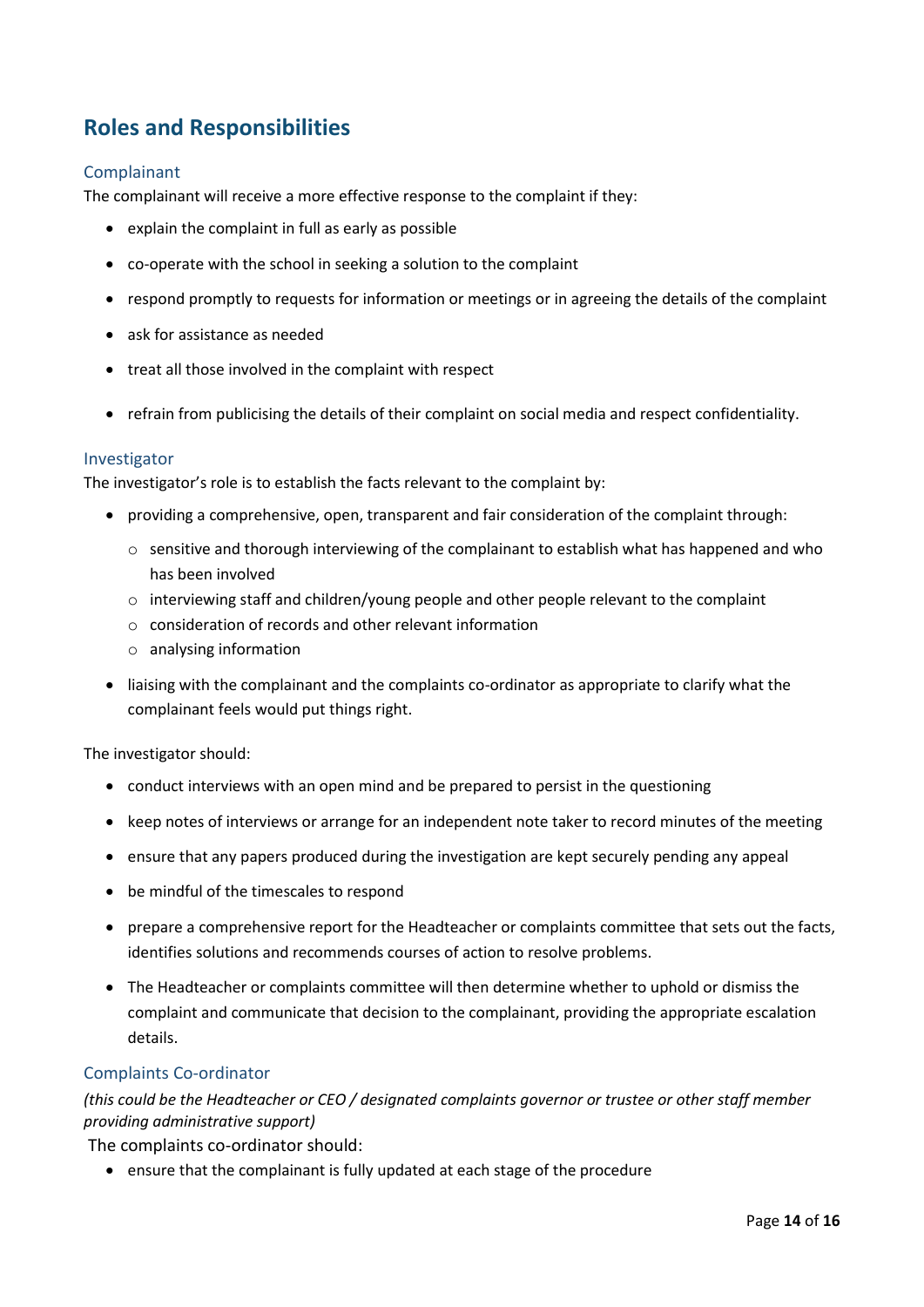## Roles and Responsibilities

### Complainant

The complainant will receive a more effective response to the complaint if they:

- explain the complaint in full as early as possible
- co-operate with the school in seeking a solution to the complaint
- respond promptly to requests for information or meetings or in agreeing the details of the complaint
- ask for assistance as needed
- treat all those involved in the complaint with respect
- refrain from publicising the details of their complaint on social media and respect confidentiality.

### Investigator

The investigator's role is to establish the facts relevant to the complaint by:

- providing a comprehensive, open, transparent and fair consideration of the complaint through:
  - sensitive and thorough interviewing of the complainant to establish what has happened and who has been involved
  - interviewing staff and children/young people and other people relevant to the complaint
  - consideration of records and other relevant information
  - analysing information
- liaising with the complainant and the complaints co-ordinator as appropriate to clarify what the complainant feels would put things right.

The investigator should:

- conduct interviews with an open mind and be prepared to persist in the questioning
- keep notes of interviews or arrange for an independent note taker to record minutes of the meeting
- ensure that any papers produced during the investigation are kept securely pending any appeal
- be mindful of the timescales to respond
- prepare a comprehensive report for the Headteacher or complaints committee that sets out the facts, identifies solutions and recommends courses of action to resolve problems.
- The Headteacher or complaints committee will then determine whether to uphold or dismiss the complaint and communicate that decision to the complainant, providing the appropriate escalation details.

### Complaints Co-ordinator

*(this could be the Headteacher or CEO / designated complaints governor or trustee or other staff member providing administrative support)*

The complaints co-ordinator should:

- ensure that the complainant is fully updated at each stage of the procedure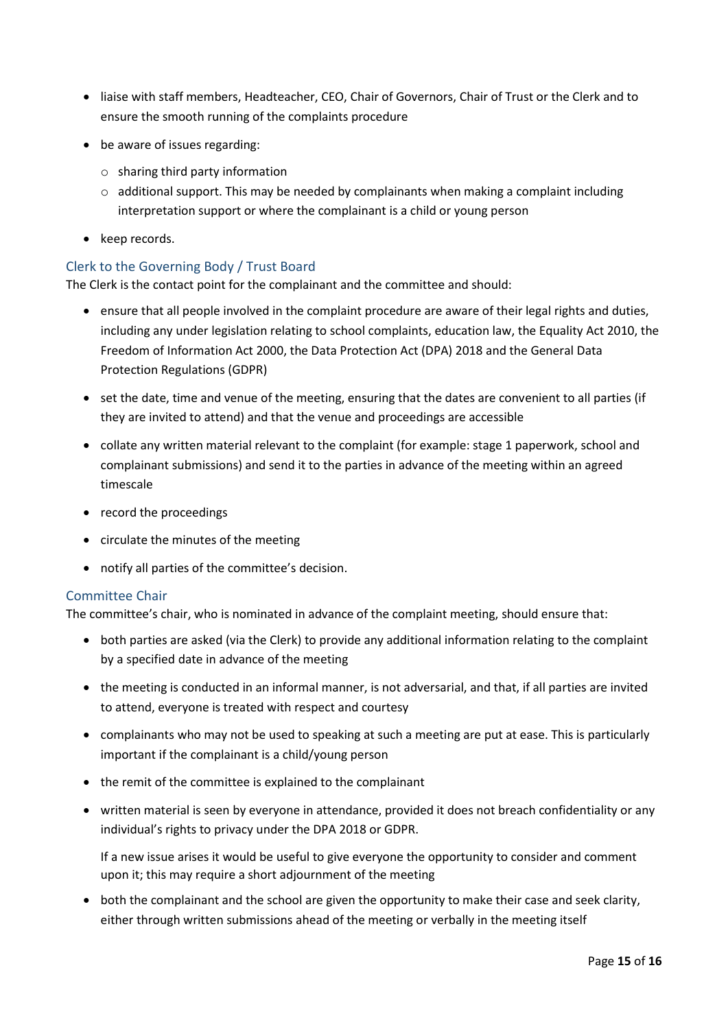- liaise with staff members, Headteacher, CEO, Chair of Governors, Chair of Trust or the Clerk and to ensure the smooth running of the complaints procedure
- be aware of issues regarding:
  - sharing third party information
  - additional support. This may be needed by complainants when making a complaint including interpretation support or where the complainant is a child or young person
- keep records.

### Clerk to the Governing Body / Trust Board

The Clerk is the contact point for the complainant and the committee and should:

- ensure that all people involved in the complaint procedure are aware of their legal rights and duties, including any under legislation relating to school complaints, education law, the Equality Act 2010, the Freedom of Information Act 2000, the Data Protection Act (DPA) 2018 and the General Data Protection Regulations (GDPR)
- set the date, time and venue of the meeting, ensuring that the dates are convenient to all parties (if they are invited to attend) and that the venue and proceedings are accessible
- collate any written material relevant to the complaint (for example: stage 1 paperwork, school and complainant submissions) and send it to the parties in advance of the meeting within an agreed timescale
- record the proceedings
- circulate the minutes of the meeting
- notify all parties of the committee's decision.

### Committee Chair

The committee's chair, who is nominated in advance of the complaint meeting, should ensure that:

- both parties are asked (via the Clerk) to provide any additional information relating to the complaint by a specified date in advance of the meeting
- the meeting is conducted in an informal manner, is not adversarial, and that, if all parties are invited to attend, everyone is treated with respect and courtesy
- complainants who may not be used to speaking at such a meeting are put at ease. This is particularly important if the complainant is a child/young person
- the remit of the committee is explained to the complainant
- written material is seen by everyone in attendance, provided it does not breach confidentiality or any individual's rights to privacy under the DPA 2018 or GDPR.

  If a new issue arises it would be useful to give everyone the opportunity to consider and comment upon it; this may require a short adjournment of the meeting
- both the complainant and the school are given the opportunity to make their case and seek clarity, either through written submissions ahead of the meeting or verbally in the meeting itself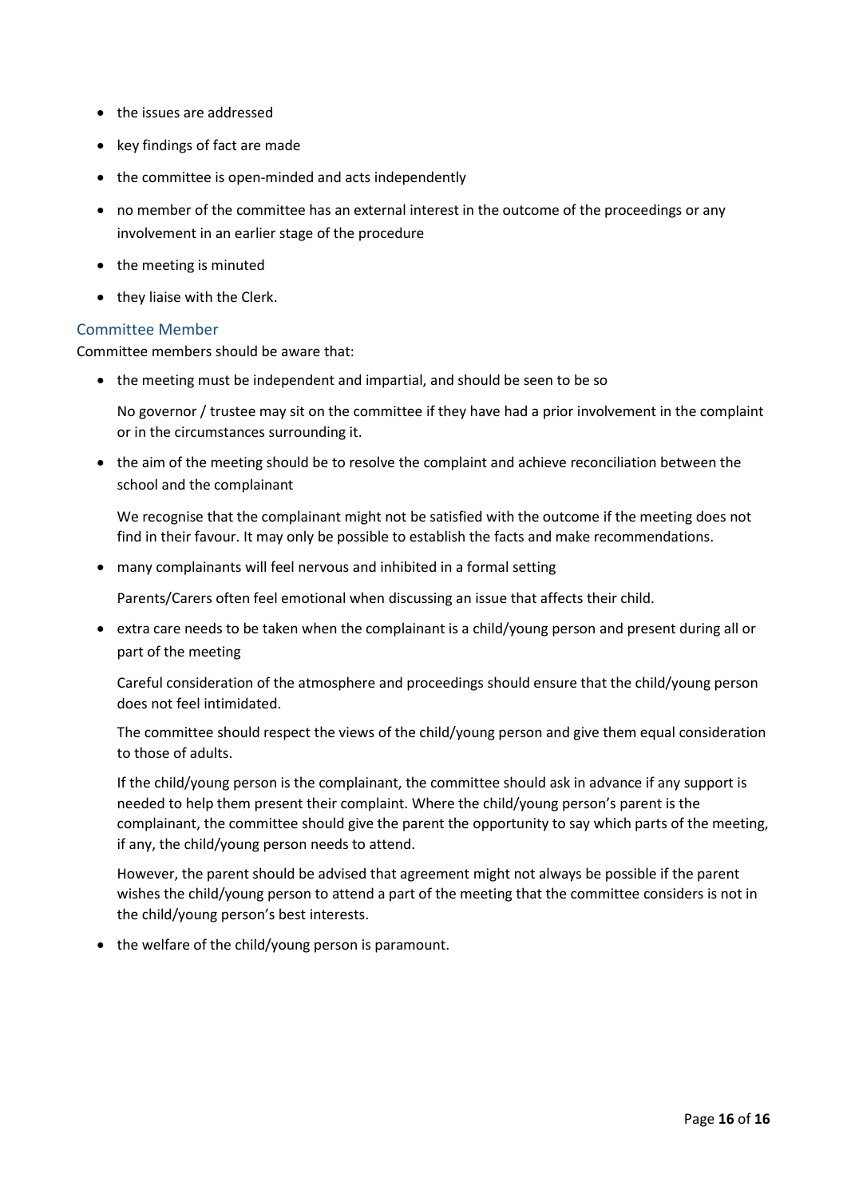- the issues are addressed
- key findings of fact are made
- the committee is open-minded and acts independently
- no member of the committee has an external interest in the outcome of the proceedings or any involvement in an earlier stage of the procedure
- the meeting is minuted
- they liaise with the Clerk.

### Committee Member

Committee members should be aware that:

- the meeting must be independent and impartial, and should be seen to be so

  No governor / trustee may sit on the committee if they have had a prior involvement in the complaint or in the circumstances surrounding it.

- the aim of the meeting should be to resolve the complaint and achieve reconciliation between the school and the complainant

  We recognise that the complainant might not be satisfied with the outcome if the meeting does not find in their favour. It may only be possible to establish the facts and make recommendations.

- many complainants will feel nervous and inhibited in a formal setting

  Parents/Carers often feel emotional when discussing an issue that affects their child.

- extra care needs to be taken when the complainant is a child/young person and present during all or part of the meeting

  Careful consideration of the atmosphere and proceedings should ensure that the child/young person does not feel intimidated.

  The committee should respect the views of the child/young person and give them equal consideration to those of adults.

  If the child/young person is the complainant, the committee should ask in advance if any support is needed to help them present their complaint. Where the child/young person's parent is the complainant, the committee should give the parent the opportunity to say which parts of the meeting, if any, the child/young person needs to attend.

  However, the parent should be advised that agreement might not always be possible if the parent wishes the child/young person to attend a part of the meeting that the committee considers is not in the child/young person's best interests.

- the welfare of the child/young person is paramount.